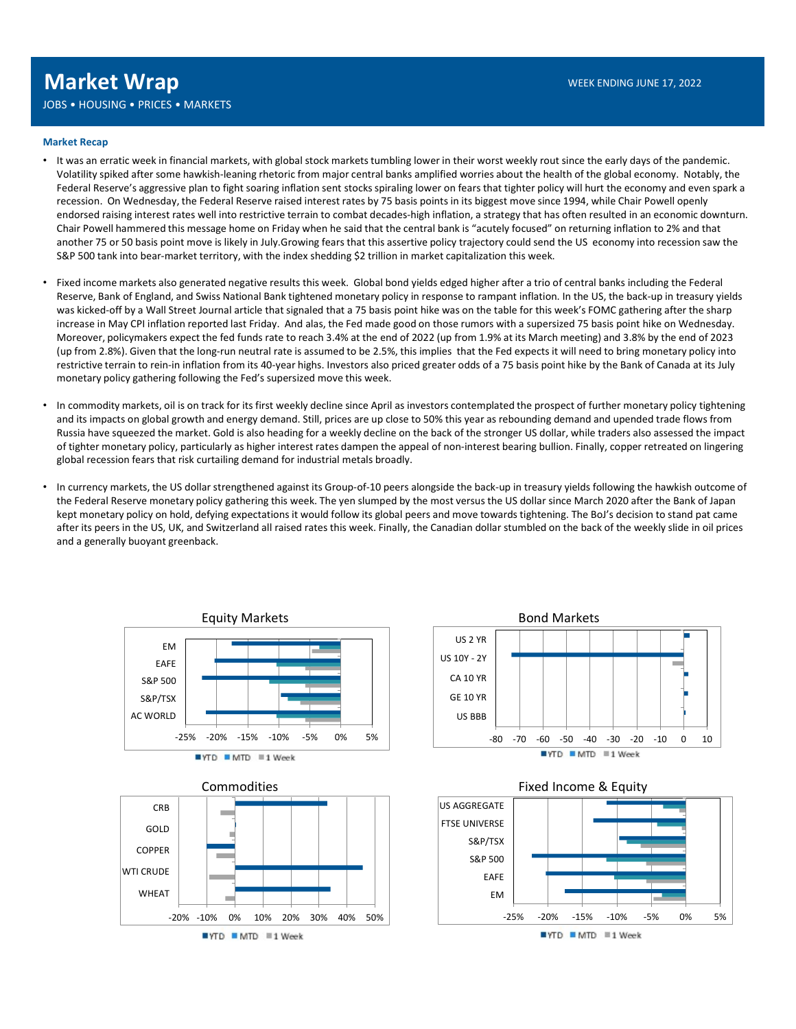# Market Wrap

JOBS • HOUSING • PRICES • MARKETS

WEEK ENDING JUNE 17, 2022

### Market Recap

- It was an erratic week in financial markets, with global stock markets tumbling lower in their worst weekly rout since the early days of the pandemic. Volatility spiked after some hawkish-leaning rhetoric from major central banks amplified worries about the health of the global economy. Notably, the Federal Reserve's aggressive plan to fight soaring inflation sent stocks spiraling lower on fears that tighter policy will hurt the economy and even spark a recession. On Wednesday, the Federal Reserve raised interest rates by 75 basis points in its biggest move since 1994, while Chair Powell openly endorsed raising interest rates well into restrictive terrain to combat decades-high inflation, a strategy that has often resulted in an economic downturn. Chair Powell hammered this message home on Friday when he said that the central bank is "acutely focused" on returning inflation to 2% and that another 75 or 50 basis point move is likely in July.Growing fears that this assertive policy trajectory could send the US economy into recession saw the S&P 500 tank into bear-market territory, with the index shedding $2 trillion in market capitalization this week.

- Fixed income markets also generated negative results this week. Global bond yields edged higher after a trio of central banks including the Federal Reserve, Bank of England, and Swiss National Bank tightened monetary policy in response to rampant inflation. In the US, the back-up in treasury yields was kicked-off by a Wall Street Journal article that signaled that a 75 basis point hike was on the table for this week's FOMC gathering after the sharp increase in May CPI inflation reported last Friday. And alas, the Fed made good on those rumors with a supersized 75 basis point hike on Wednesday. Moreover, policymakers expect the fed funds rate to reach 3.4% at the end of 2022 (up from 1.9% at its March meeting) and 3.8% by the end of 2023 (up from 2.8%). Given that the long-run neutral rate is assumed to be 2.5%, this implies that the Fed expects it will need to bring monetary policy into restrictive terrain to rein-in inflation from its 40-year highs. Investors also priced greater odds of a 75 basis point hike by the Bank of Canada at its July monetary policy gathering following the Fed's supersized move this week.

- In commodity markets, oil is on track for its first weekly decline since April as investors contemplated the prospect of further monetary policy tightening and its impacts on global growth and energy demand. Still, prices are up close to 50% this year as rebounding demand and upended trade flows from Russia have squeezed the market. Gold is also heading for a weekly decline on the back of the stronger US dollar, while traders also assessed the impact of tighter monetary policy, particularly as higher interest rates dampen the appeal of non-interest bearing bullion. Finally, copper retreated on lingering global recession fears that risk curtailing demand for industrial metals broadly.

- In currency markets, the US dollar strengthened against its Group-of-10 peers alongside the back-up in treasury yields following the hawkish outcome of the Federal Reserve monetary policy gathering this week. The yen slumped by the most versus the US dollar since March 2020 after the Bank of Japan kept monetary policy on hold, defying expectations it would follow its global peers and move towards tightening. The BoJ's decision to stand pat came after its peers in the US, UK, and Switzerland all raised rates this week. Finally, the Canadian dollar stumbled on the back of the weekly slide in oil prices and a generally buoyant greenback.

**Equity Markets**

EM, EAFE, S&P 500, S&P/TSX, AC WORLD

-25% -20% -15% -10% -5% 0% 5%

YTD MTD 1 Week

**Bond Markets**

US 2 YR, US 10Y - 2Y, CA 10 YR, GE 10 YR, US BBB

-80 -70 -60 -50 -40 -30 -20 -10 0 10

YTD MTD 1 Week

**Commodities**

CRB, GOLD, COPPER, WTI CRUDE, WHEAT

-20% -10% 0% 10% 20% 30% 40% 50%

YTD MTD 1 Week

**Fixed Income & Equity**

US AGGREGATE, FTSE UNIVERSE, S&P/TSX, S&P 500, EAFE, EM

-25% -20% -15% -10% -5% 0% 5%

YTD MTD 1 Week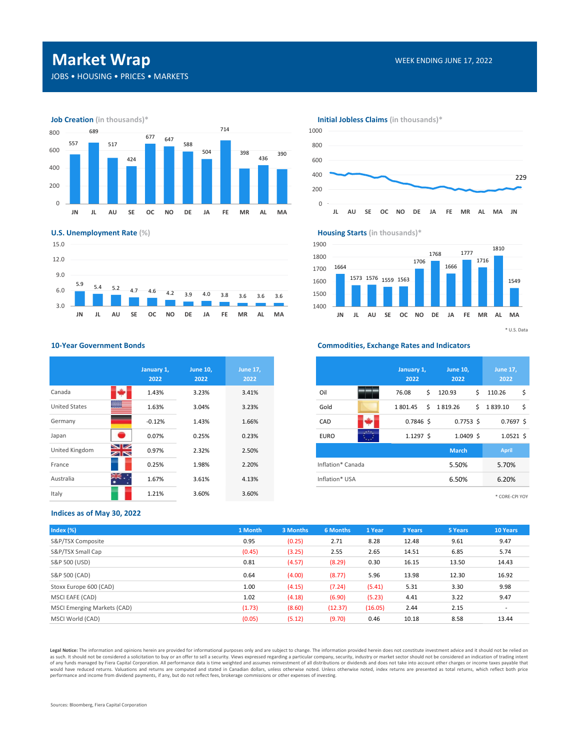# Market Wrap

WEEK ENDING JUNE 17, 2022

JOBS • HOUSING • PRICES • MARKETS

### Job Creation (in thousands)*

800
600
400
200
0

557 689 517 424 677 647 588 504 714 398 436 390

JN JL AU SE OC NO DE JA FE MR AL MA

### Initial Jobless Claims (in thousands)*

1000
800
600
400
200
0

229

JL AU SE OC NO DE JA FE MR AL MA JN

### U.S. Unemployment Rate (%)

15.0
12.0
9.0
6.0
3.0

5.9 5.4 5.2 4.7 4.6 4.2 3.9 4.0 3.8 3.6 3.6 3.6

JN JL AU SE OC NO DE JA FE MR AL MA

### Housing Starts (in thousands)*

1900
1800
1700
1600
1500
1400

1664 1573 1576 1559 1563 1706 1768 1666 1777 1716 1810 1549

JN JL AU SE OC NO DE JA FE MR AL MA

* U.S. Data

### 10-Year Government Bonds

| | January 1, 2022 | June 10, 2022 | June 17, 2022 |
|---|---|---|---|
| Canada | 1.43% | 3.23% | 3.41% |
| United States | 1.63% | 3.04% | 3.23% |
| Germany | -0.12% | 1.43% | 1.66% |
| Japan | 0.07% | 0.25% | 0.23% |
| United Kingdom | 0.97% | 2.32% | 2.50% |
| France | 0.25% | 1.98% | 2.20% |
| Australia | 1.67% | 3.61% | 4.13% |
| Italy | 1.21% | 3.60% | 3.60% |

### Commodities, Exchange Rates and Indicators

| | January 1, 2022 | June 10, 2022 | June 17, 2022 |
|---|---|---|---|
| Oil | 76.08 $ | 120.93 $ | 110.26 $ |
| Gold | 1 801.45 $ | 1 819.26 $ | 1 839.10 $ |
| CAD | 0.7846 $ | 0.7753 $ | 0.7697 $ |
| EURO | 1.1297 $ | 1.0409 $ | 1.0521 $ |
| | | **March** | **April** |
| Inflation* Canada | | 5.50% | 5.70% |
| Inflation* USA | | 6.50% | 6.20% |

* CORE-CPI YOY

### Indices as of May 30, 2022

| Index (%) | 1 Month | 3 Months | 6 Months | 1 Year | 3 Years | 5 Years | 10 Years |
|---|---|---|---|---|---|---|---|
| S&P/TSX Composite | 0.95 | (0.25) | 2.71 | 8.28 | 12.48 | 9.61 | 9.47 |
| S&P/TSX Small Cap | (0.45) | (3.25) | 2.55 | 2.65 | 14.51 | 6.85 | 5.74 |
| S&P 500 (USD) | 0.81 | (4.57) | (8.29) | 0.30 | 16.15 | 13.50 | 14.43 |
| S&P 500 (CAD) | 0.64 | (4.00) | (8.77) | 5.96 | 13.98 | 12.30 | 16.92 |
| Stoxx Europe 600 (CAD) | 1.00 | (4.15) | (7.24) | (5.41) | 5.31 | 3.30 | 9.98 |
| MSCI EAFE (CAD) | 1.02 | (4.18) | (6.90) | (5.23) | 4.41 | 3.22 | 9.47 |
| MSCI Emerging Markets (CAD) | (1.73) | (8.60) | (12.37) | (16.05) | 2.44 | 2.15 | - |
| MSCI World (CAD) | (0.05) | (5.12) | (9.70) | 0.46 | 10.18 | 8.58 | 13.44 |

**Legal Notice:** The information and opinions herein are provided for informational purposes only and are subject to change. The information provided herein does not constitute investment advice and it should not be relied on as such. It should not be considered a solicitation to buy or an offer to sell a security. Views expressed regarding a particular company, security, industry or market sector should not be considered an indication of trading intent of any funds managed by Fiera Capital Corporation. All performance data is time weighted and assumes reinvestment of all distributions or dividends and does not take into account other charges or income taxes payable that would have reduced returns. Valuations and returns are computed and stated in Canadian dollars, unless otherwise noted. Unless otherwise noted, index returns are presented as total returns, which reflect both price performance and income from dividend payments, if any, but do not reflect fees, brokerage commissions or other expenses of investing.

Sources: Bloomberg, Fiera Capital Corporation